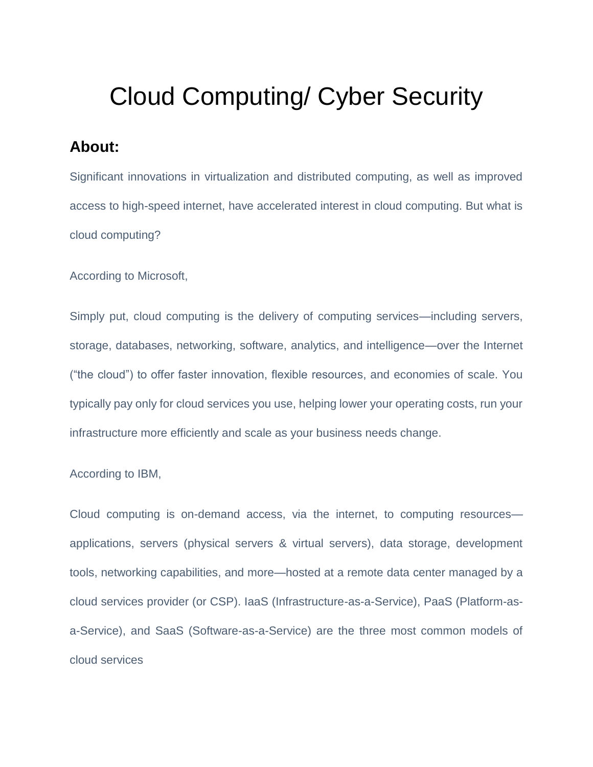# Cloud Computing/ Cyber Security

## About:

Significant innovations in virtualization and distributed computing, as well as improved access to high-speed internet, have accelerated interest in cloud computing. But what is cloud computing?

According to Microsoft,

Simply put, cloud computing is the delivery of computing services—including servers, storage, databases, networking, software, analytics, and intelligence—over the Internet ("the cloud") to offer faster innovation, flexible resources, and economies of scale. You typically pay only for cloud services you use, helping lower your operating costs, run your infrastructure more efficiently and scale as your business needs change.

According to IBM,

Cloud computing is on-demand access, via the internet, to computing resources—applications, servers (physical servers & virtual servers), data storage, development tools, networking capabilities, and more—hosted at a remote data center managed by a cloud services provider (or CSP). IaaS (Infrastructure-as-a-Service), PaaS (Platform-as-a-Service), and SaaS (Software-as-a-Service) are the three most common models of cloud services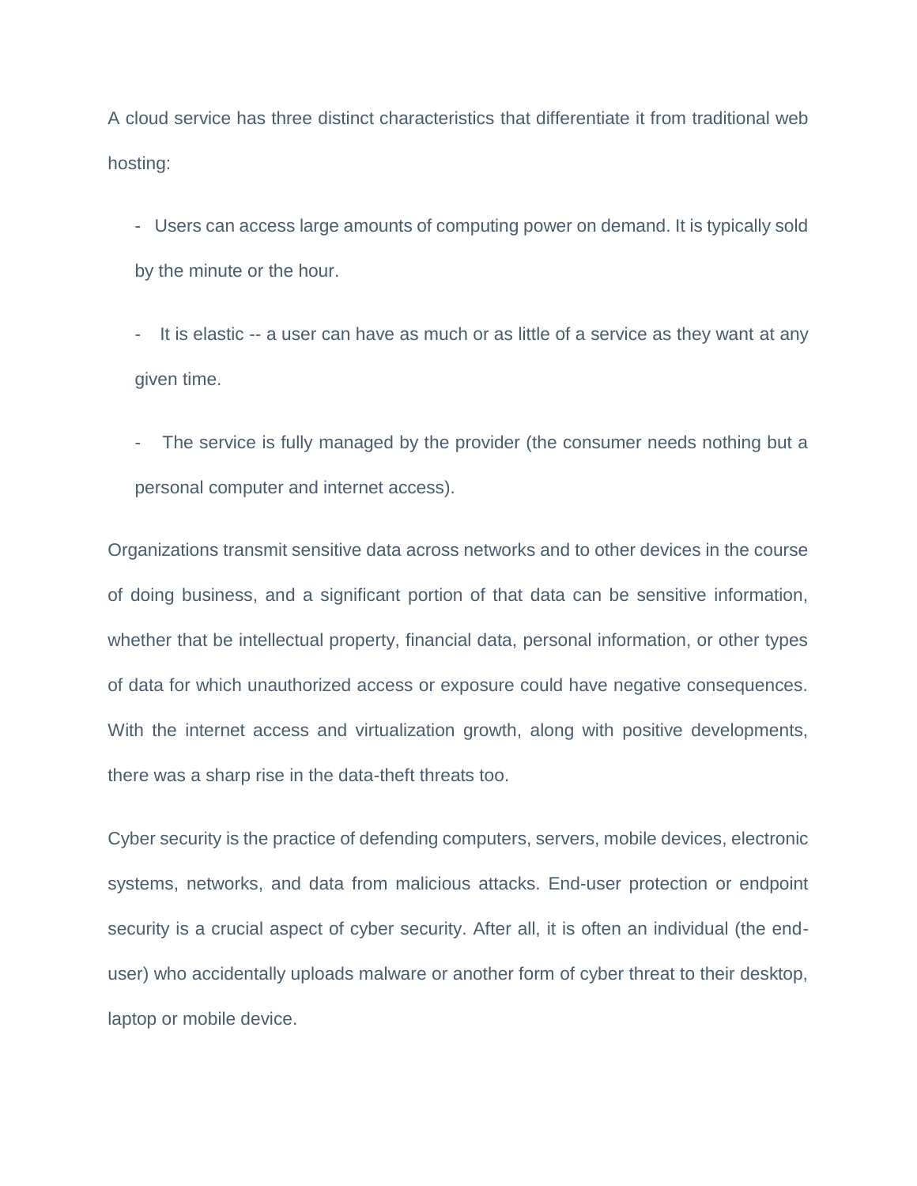A cloud service has three distinct characteristics that differentiate it from traditional web hosting:

- Users can access large amounts of computing power on demand. It is typically sold by the minute or the hour.
- It is elastic -- a user can have as much or as little of a service as they want at any given time.
- The service is fully managed by the provider (the consumer needs nothing but a personal computer and internet access).

Organizations transmit sensitive data across networks and to other devices in the course of doing business, and a significant portion of that data can be sensitive information, whether that be intellectual property, financial data, personal information, or other types of data for which unauthorized access or exposure could have negative consequences. With the internet access and virtualization growth, along with positive developments, there was a sharp rise in the data-theft threats too.

Cyber security is the practice of defending computers, servers, mobile devices, electronic systems, networks, and data from malicious attacks. End-user protection or endpoint security is a crucial aspect of cyber security. After all, it is often an individual (the end-user) who accidentally uploads malware or another form of cyber threat to their desktop, laptop or mobile device.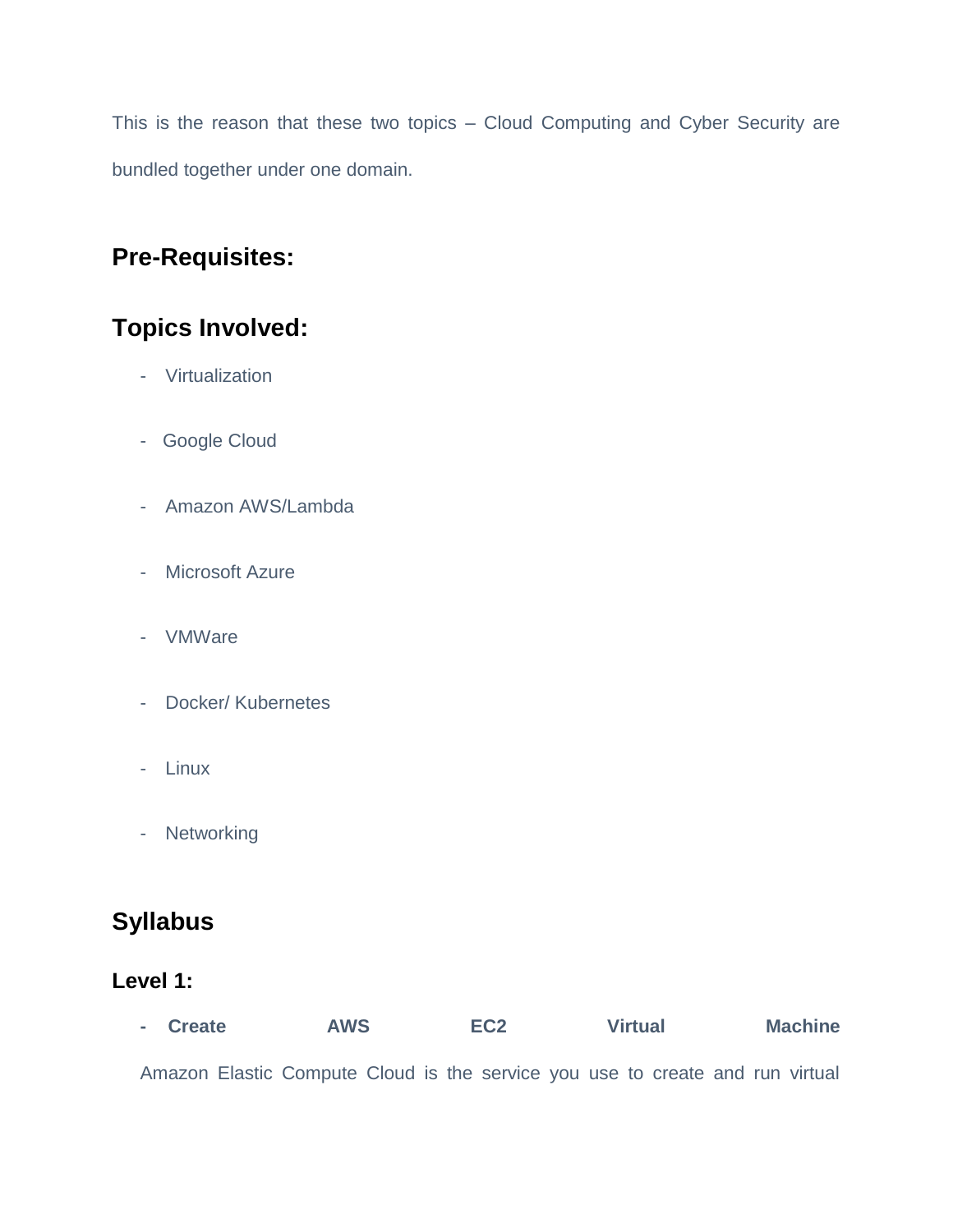This is the reason that these two topics – Cloud Computing and Cyber Security are bundled together under one domain.

## Pre-Requisites:

## Topics Involved:

- Virtualization
- Google Cloud
- Amazon AWS/Lambda
- Microsoft Azure
- VMWare
- Docker/ Kubernetes
- Linux
- Networking

## Syllabus

### Level 1:

- **Create AWS EC2 Virtual Machine**

  Amazon Elastic Compute Cloud is the service you use to create and run virtual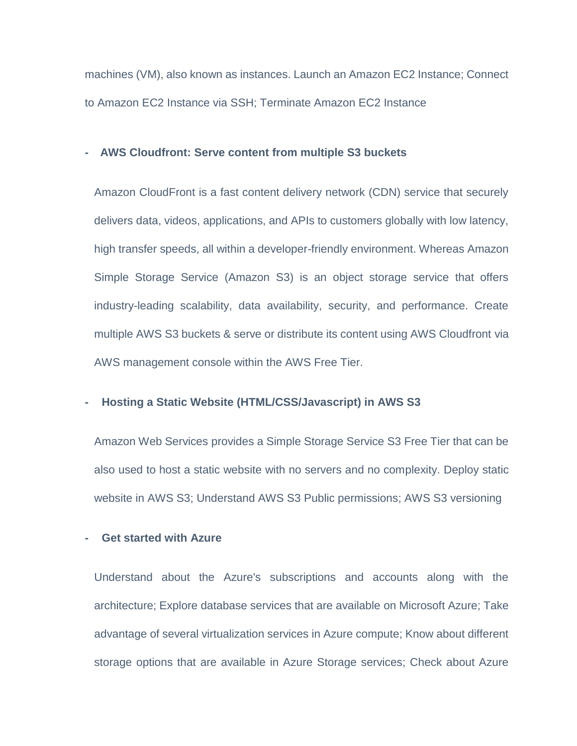machines (VM), also known as instances. Launch an Amazon EC2 Instance; Connect to Amazon EC2 Instance via SSH; Terminate Amazon EC2 Instance

- **AWS Cloudfront: Serve content from multiple S3 buckets**

  Amazon CloudFront is a fast content delivery network (CDN) service that securely delivers data, videos, applications, and APIs to customers globally with low latency, high transfer speeds, all within a developer-friendly environment. Whereas Amazon Simple Storage Service (Amazon S3) is an object storage service that offers industry-leading scalability, data availability, security, and performance. Create multiple AWS S3 buckets & serve or distribute its content using AWS Cloudfront via AWS management console within the AWS Free Tier.

- **Hosting a Static Website (HTML/CSS/Javascript) in AWS S3**

  Amazon Web Services provides a Simple Storage Service S3 Free Tier that can be also used to host a static website with no servers and no complexity. Deploy static website in AWS S3; Understand AWS S3 Public permissions; AWS S3 versioning

- **Get started with Azure**

  Understand about the Azure's subscriptions and accounts along with the architecture; Explore database services that are available on Microsoft Azure; Take advantage of several virtualization services in Azure compute; Know about different storage options that are available in Azure Storage services; Check about Azure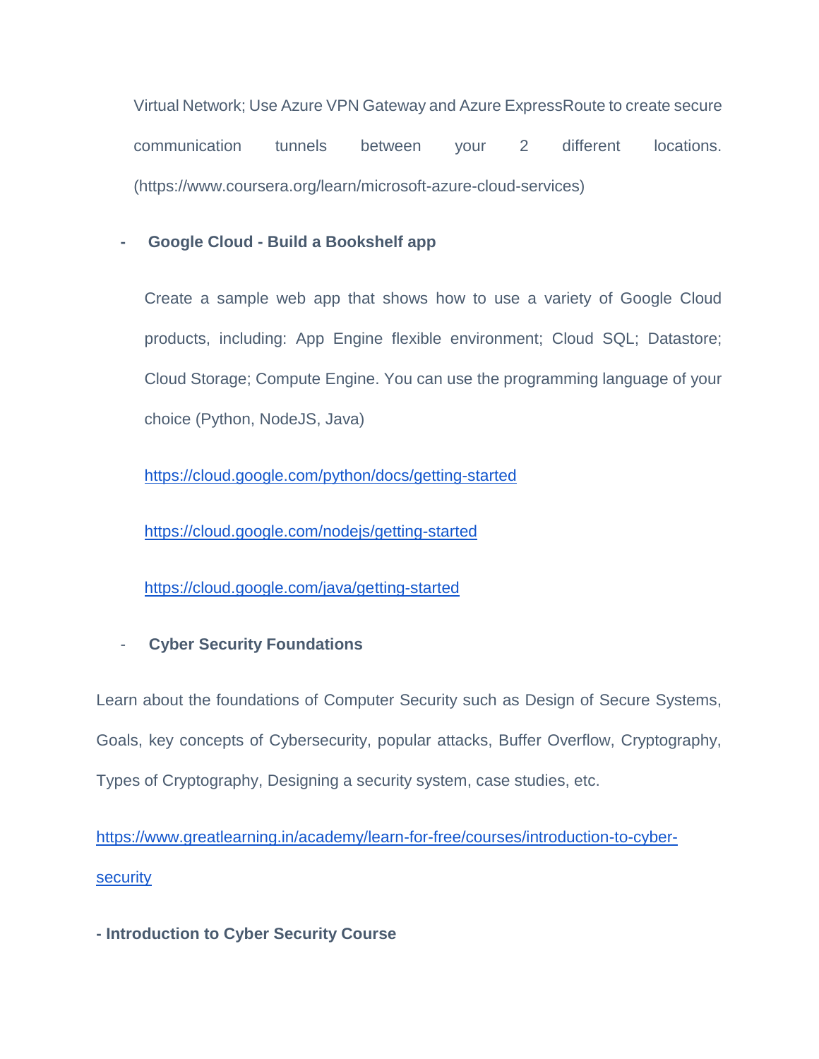Virtual Network; Use Azure VPN Gateway and Azure ExpressRoute to create secure communication tunnels between your 2 different locations. (https://www.coursera.org/learn/microsoft-azure-cloud-services)

- **Google Cloud - Build a Bookshelf app**

  Create a sample web app that shows how to use a variety of Google Cloud products, including: App Engine flexible environment; Cloud SQL; Datastore; Cloud Storage; Compute Engine. You can use the programming language of your choice (Python, NodeJS, Java)

  https://cloud.google.com/python/docs/getting-started

  https://cloud.google.com/nodejs/getting-started

  https://cloud.google.com/java/getting-started

- **Cyber Security Foundations**

Learn about the foundations of Computer Security such as Design of Secure Systems, Goals, key concepts of Cybersecurity, popular attacks, Buffer Overflow, Cryptography, Types of Cryptography, Designing a security system, case studies, etc.

https://www.greatlearning.in/academy/learn-for-free/courses/introduction-to-cyber-security

**- Introduction to Cyber Security Course**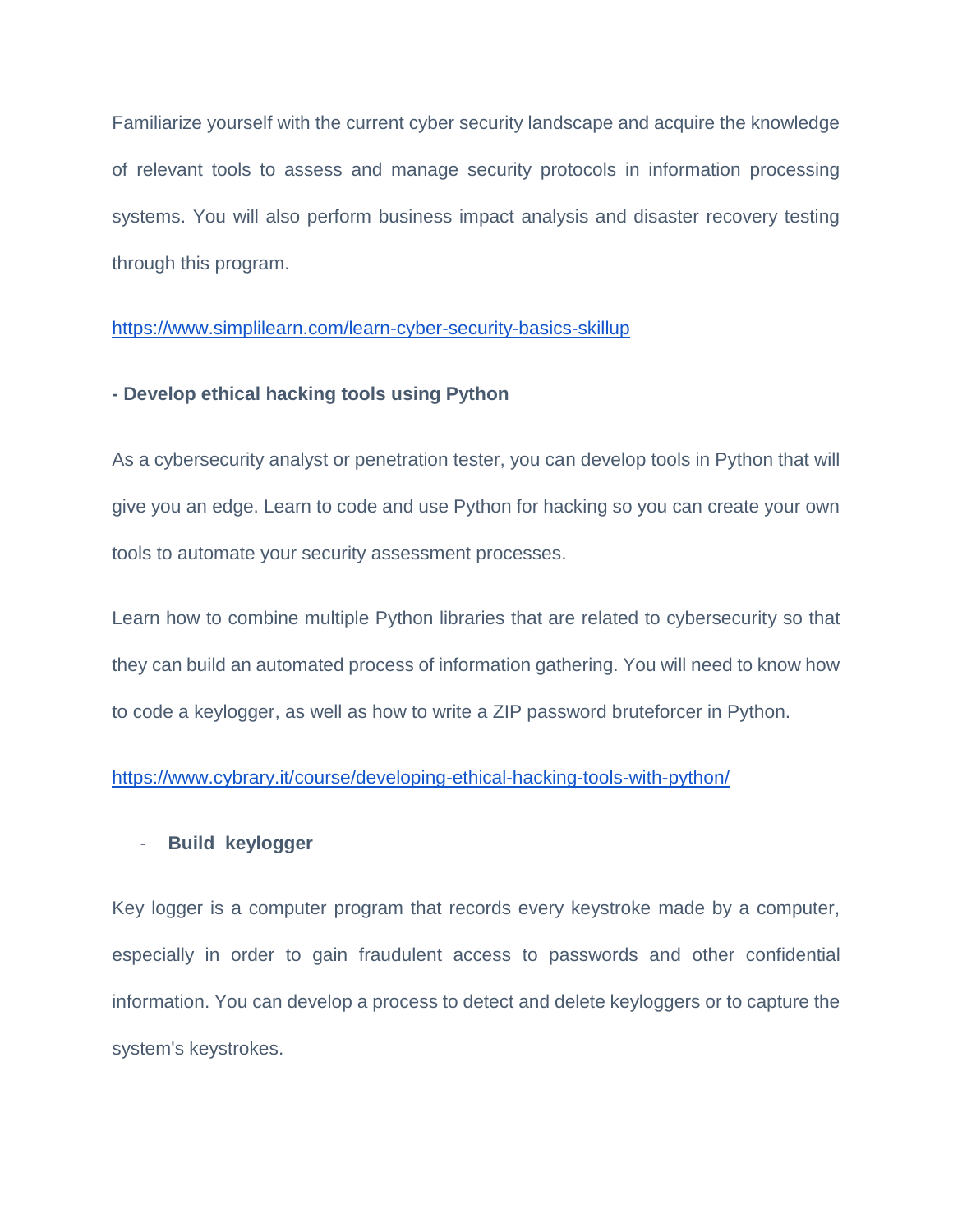Familiarize yourself with the current cyber security landscape and acquire the knowledge of relevant tools to assess and manage security protocols in information processing systems. You will also perform business impact analysis and disaster recovery testing through this program.

https://www.simplilearn.com/learn-cyber-security-basics-skillup

**- Develop ethical hacking tools using Python**

As a cybersecurity analyst or penetration tester, you can develop tools in Python that will give you an edge. Learn to code and use Python for hacking so you can create your own tools to automate your security assessment processes.

Learn how to combine multiple Python libraries that are related to cybersecurity so that they can build an automated process of information gathering. You will need to know how to code a keylogger, as well as how to write a ZIP password bruteforcer in Python.

https://www.cybrary.it/course/developing-ethical-hacking-tools-with-python/

- **Build keylogger**

Key logger is a computer program that records every keystroke made by a computer, especially in order to gain fraudulent access to passwords and other confidential information. You can develop a process to detect and delete keyloggers or to capture the system's keystrokes.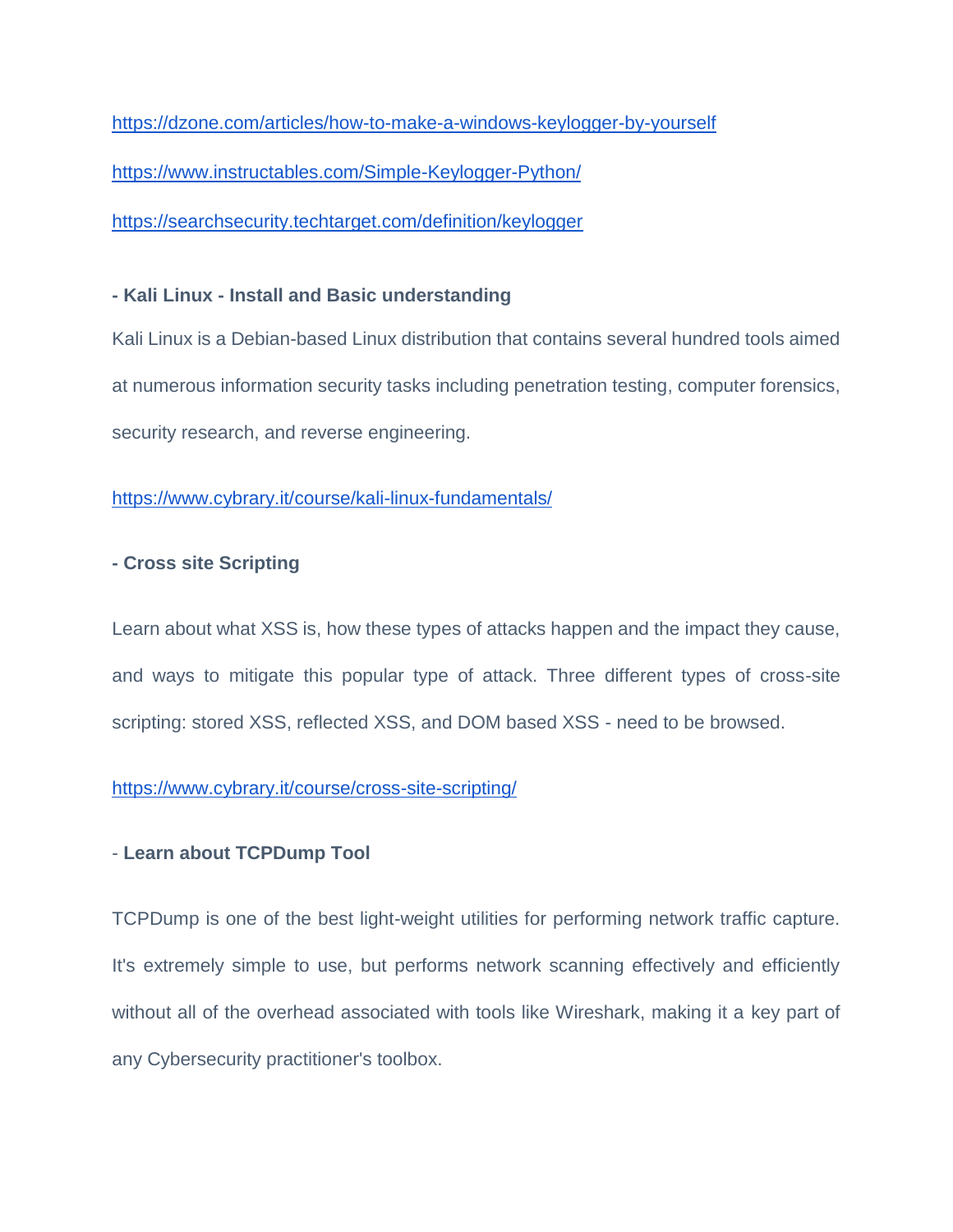https://dzone.com/articles/how-to-make-a-windows-keylogger-by-yourself

https://www.instructables.com/Simple-Keylogger-Python/

https://searchsecurity.techtarget.com/definition/keylogger

**- Kali Linux - Install and Basic understanding**

Kali Linux is a Debian-based Linux distribution that contains several hundred tools aimed at numerous information security tasks including penetration testing, computer forensics, security research, and reverse engineering.

https://www.cybrary.it/course/kali-linux-fundamentals/

**- Cross site Scripting**

Learn about what XSS is, how these types of attacks happen and the impact they cause, and ways to mitigate this popular type of attack. Three different types of cross-site scripting: stored XSS, reflected XSS, and DOM based XSS - need to be browsed.

https://www.cybrary.it/course/cross-site-scripting/

- **Learn about TCPDump Tool**

TCPDump is one of the best light-weight utilities for performing network traffic capture. It's extremely simple to use, but performs network scanning effectively and efficiently without all of the overhead associated with tools like Wireshark, making it a key part of any Cybersecurity practitioner's toolbox.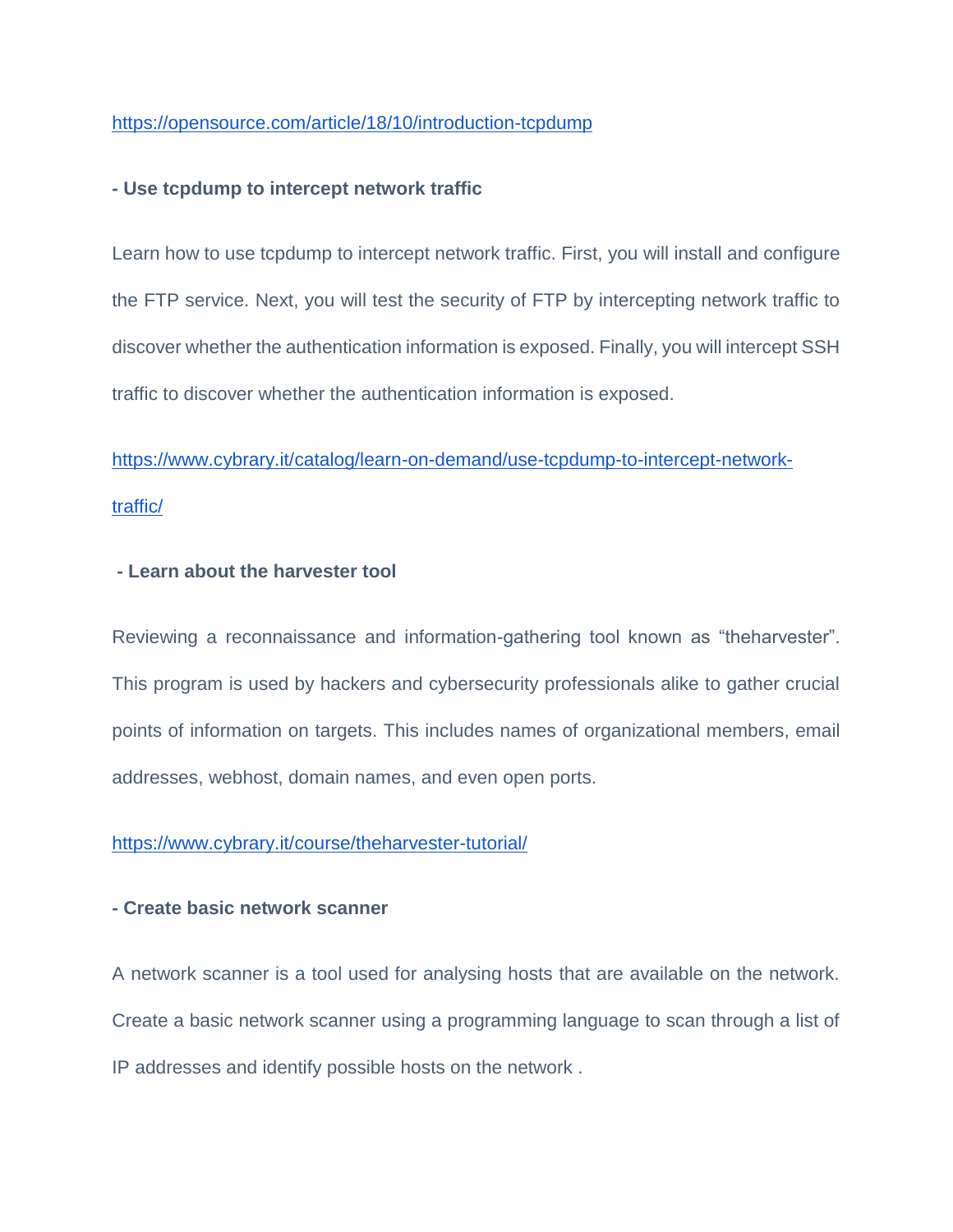https://opensource.com/article/18/10/introduction-tcpdump

**- Use tcpdump to intercept network traffic**

Learn how to use tcpdump to intercept network traffic. First, you will install and configure the FTP service. Next, you will test the security of FTP by intercepting network traffic to discover whether the authentication information is exposed. Finally, you will intercept SSH traffic to discover whether the authentication information is exposed.

https://www.cybrary.it/catalog/learn-on-demand/use-tcpdump-to-intercept-network-traffic/

**- Learn about the harvester tool**

Reviewing a reconnaissance and information-gathering tool known as "theharvester". This program is used by hackers and cybersecurity professionals alike to gather crucial points of information on targets. This includes names of organizational members, email addresses, webhost, domain names, and even open ports.

https://www.cybrary.it/course/theharvester-tutorial/

**- Create basic network scanner**

A network scanner is a tool used for analysing hosts that are available on the network. Create a basic network scanner using a programming language to scan through a list of IP addresses and identify possible hosts on the network .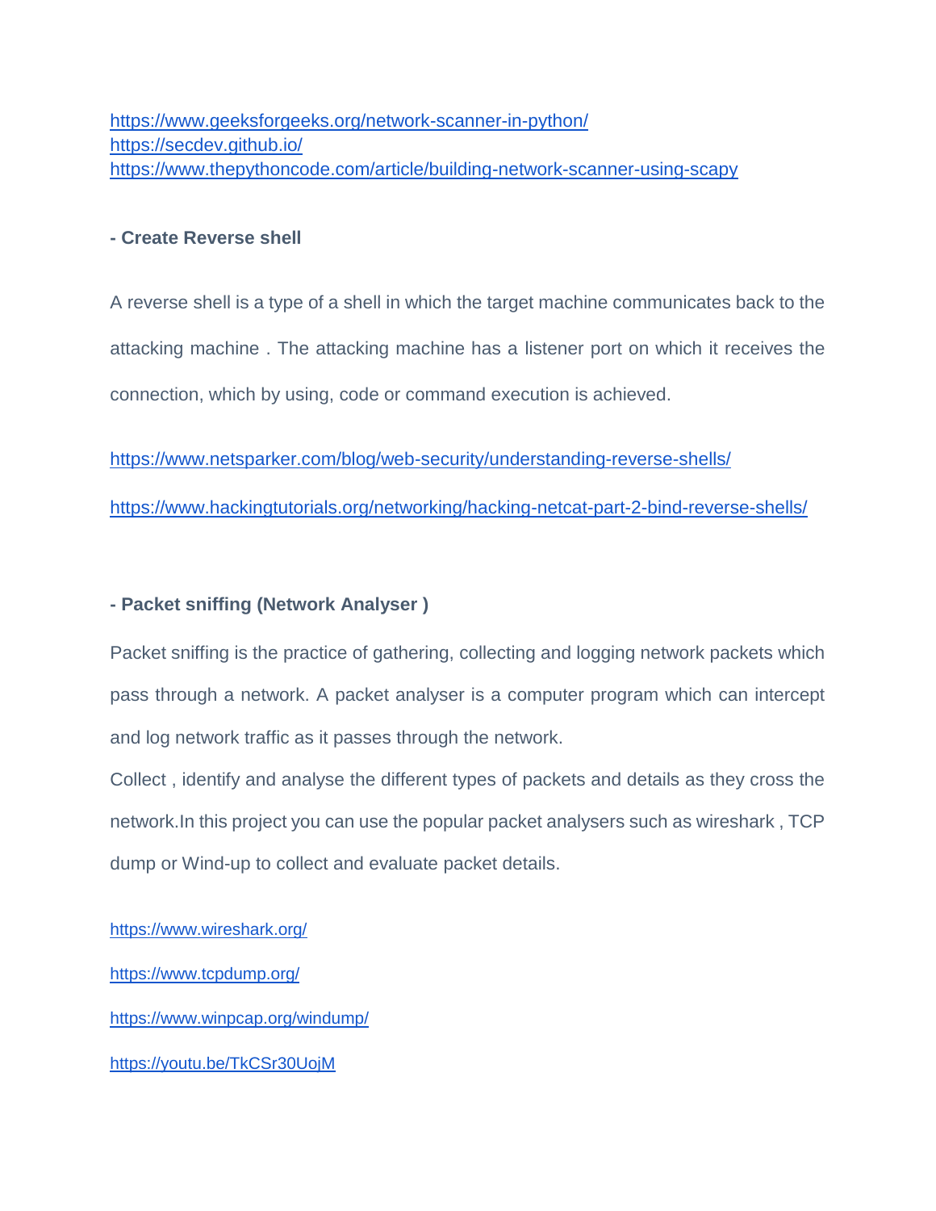https://www.geeksforgeeks.org/network-scanner-in-python/
https://secdev.github.io/
https://www.thepythoncode.com/article/building-network-scanner-using-scapy

**- Create Reverse shell**

A reverse shell is a type of a shell in which the target machine communicates back to the attacking machine . The attacking machine has a listener port on which it receives the connection, which by using, code or command execution is achieved.

https://www.netsparker.com/blog/web-security/understanding-reverse-shells/

https://www.hackingtutorials.org/networking/hacking-netcat-part-2-bind-reverse-shells/

**- Packet sniffing (Network Analyser )**

Packet sniffing is the practice of gathering, collecting and logging network packets which pass through a network. A packet analyser is a computer program which can intercept and log network traffic as it passes through the network.
Collect , identify and analyse the different types of packets and details as they cross the network.In this project you can use the popular packet analysers such as wireshark , TCP dump or Wind-up to collect and evaluate packet details.

https://www.wireshark.org/

https://www.tcpdump.org/

https://www.winpcap.org/windump/

https://youtu.be/TkCSr30UojM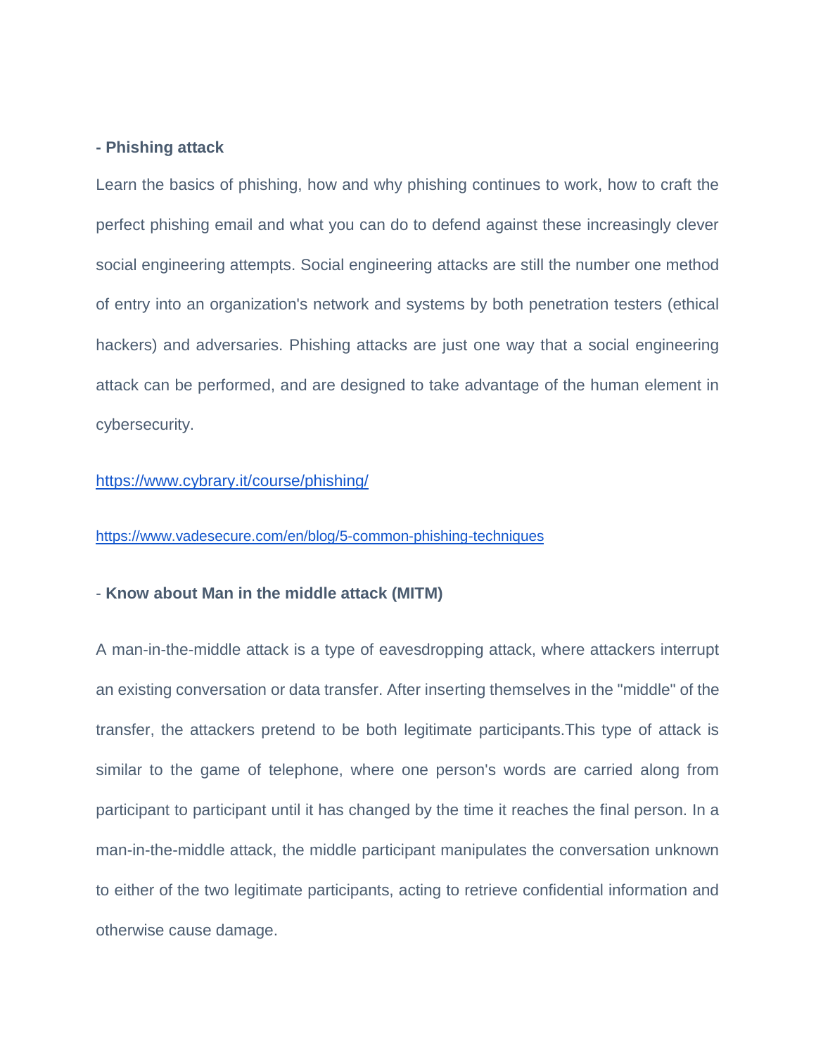**- Phishing attack**

Learn the basics of phishing, how and why phishing continues to work, how to craft the perfect phishing email and what you can do to defend against these increasingly clever social engineering attempts. Social engineering attacks are still the number one method of entry into an organization's network and systems by both penetration testers (ethical hackers) and adversaries. Phishing attacks are just one way that a social engineering attack can be performed, and are designed to take advantage of the human element in cybersecurity.

https://www.cybrary.it/course/phishing/

https://www.vadesecure.com/en/blog/5-common-phishing-techniques

- **Know about Man in the middle attack (MITM)**

A man-in-the-middle attack is a type of eavesdropping attack, where attackers interrupt an existing conversation or data transfer. After inserting themselves in the "middle" of the transfer, the attackers pretend to be both legitimate participants.This type of attack is similar to the game of telephone, where one person's words are carried along from participant to participant until it has changed by the time it reaches the final person. In a man-in-the-middle attack, the middle participant manipulates the conversation unknown to either of the two legitimate participants, acting to retrieve confidential information and otherwise cause damage.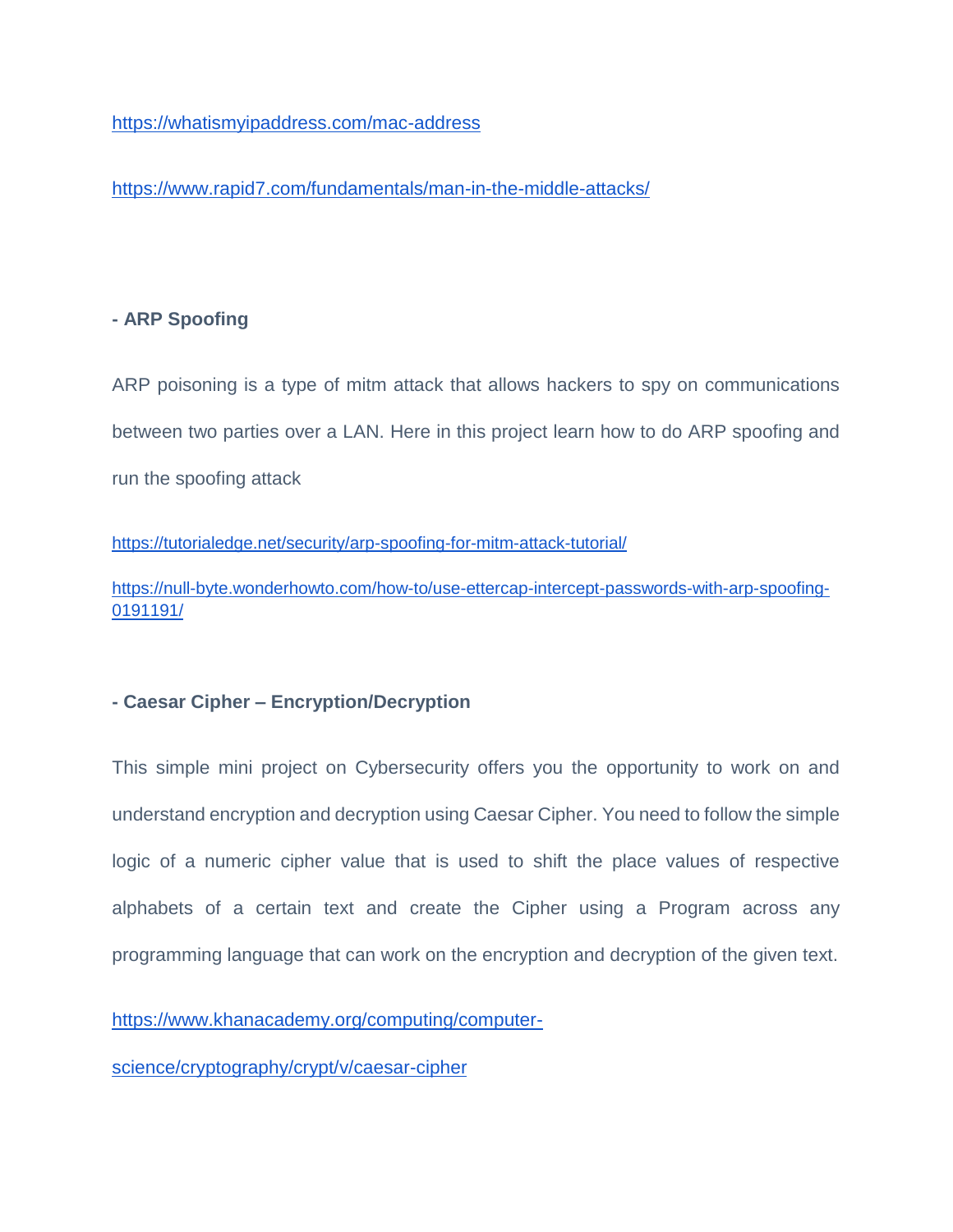https://whatismyipaddress.com/mac-address

https://www.rapid7.com/fundamentals/man-in-the-middle-attacks/

**- ARP Spoofing**

ARP poisoning is a type of mitm attack that allows hackers to spy on communications between two parties over a LAN. Here in this project learn how to do ARP spoofing and run the spoofing attack

https://tutorialedge.net/security/arp-spoofing-for-mitm-attack-tutorial/

https://null-byte.wonderhowto.com/how-to/use-ettercap-intercept-passwords-with-arp-spoofing-0191191/

**- Caesar Cipher – Encryption/Decryption**

This simple mini project on Cybersecurity offers you the opportunity to work on and understand encryption and decryption using Caesar Cipher. You need to follow the simple logic of a numeric cipher value that is used to shift the place values of respective alphabets of a certain text and create the Cipher using a Program across any programming language that can work on the encryption and decryption of the given text.

https://www.khanacademy.org/computing/computer-science/cryptography/crypt/v/caesar-cipher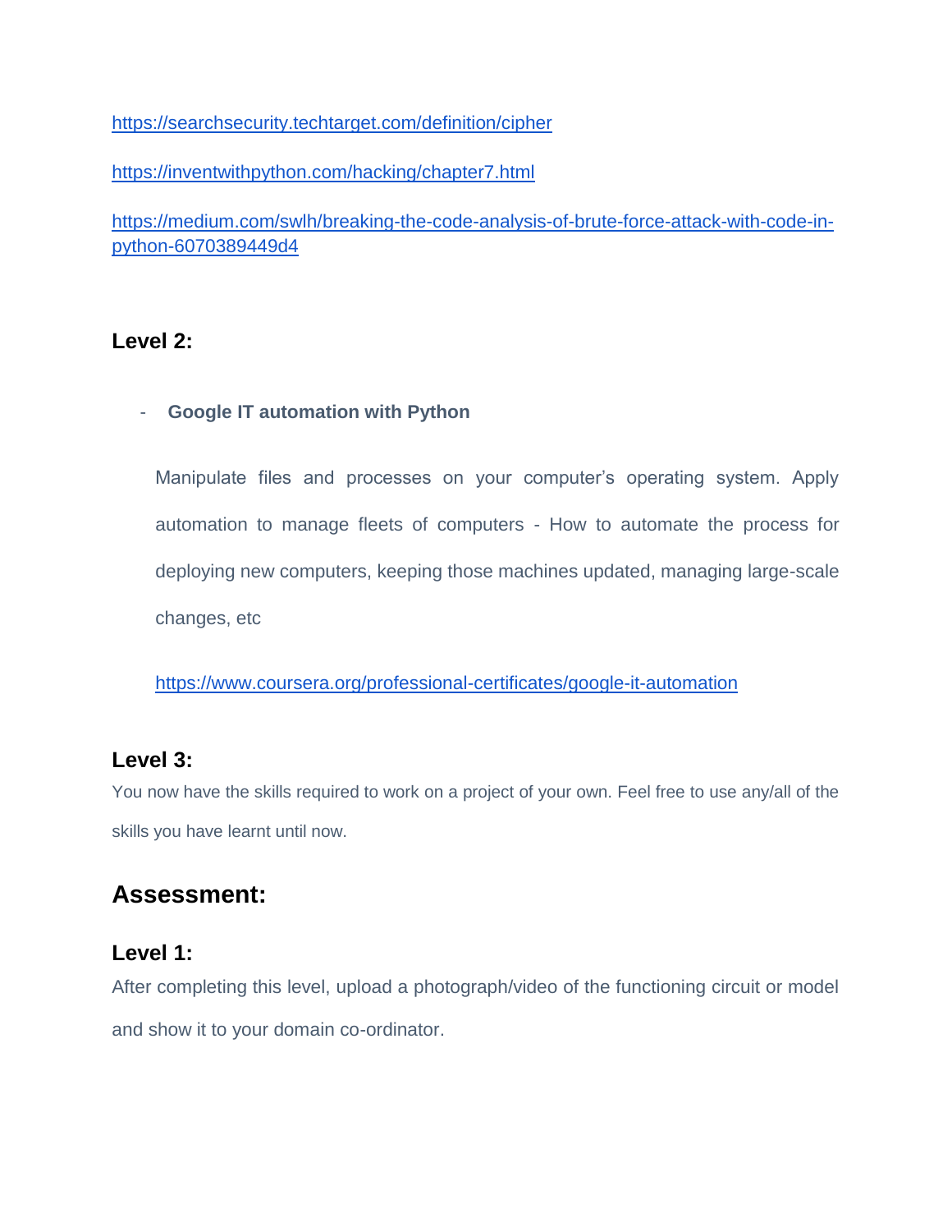https://searchsecurity.techtarget.com/definition/cipher

https://inventwithpython.com/hacking/chapter7.html

https://medium.com/swlh/breaking-the-code-analysis-of-brute-force-attack-with-code-in-python-6070389449d4

### Level 2:

- **Google IT automation with Python**

  Manipulate files and processes on your computer's operating system. Apply automation to manage fleets of computers - How to automate the process for deploying new computers, keeping those machines updated, managing large-scale changes, etc

  https://www.coursera.org/professional-certificates/google-it-automation

### Level 3:

You now have the skills required to work on a project of your own. Feel free to use any/all of the skills you have learnt until now.

## Assessment:

### Level 1:

After completing this level, upload a photograph/video of the functioning circuit or model and show it to your domain co-ordinator.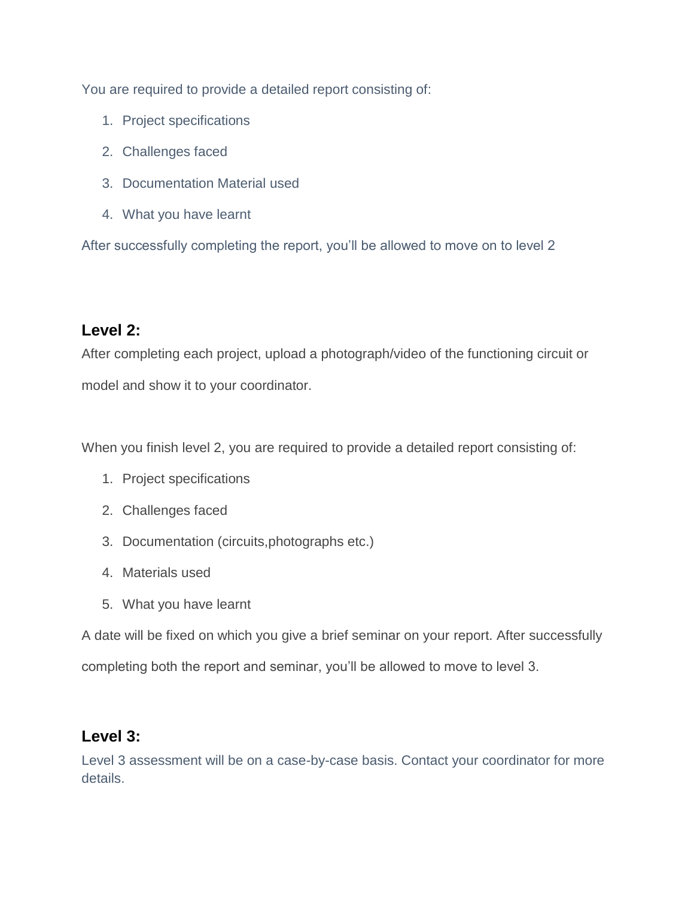You are required to provide a detailed report consisting of:

1. Project specifications
2. Challenges faced
3. Documentation Material used
4. What you have learnt

After successfully completing the report, you'll be allowed to move on to level 2

## Level 2:

After completing each project, upload a photograph/video of the functioning circuit or model and show it to your coordinator.

When you finish level 2, you are required to provide a detailed report consisting of:

1. Project specifications
2. Challenges faced
3. Documentation (circuits,photographs etc.)
4. Materials used
5. What you have learnt

A date will be fixed on which you give a brief seminar on your report. After successfully completing both the report and seminar, you'll be allowed to move to level 3.

## Level 3:

Level 3 assessment will be on a case-by-case basis. Contact your coordinator for more details.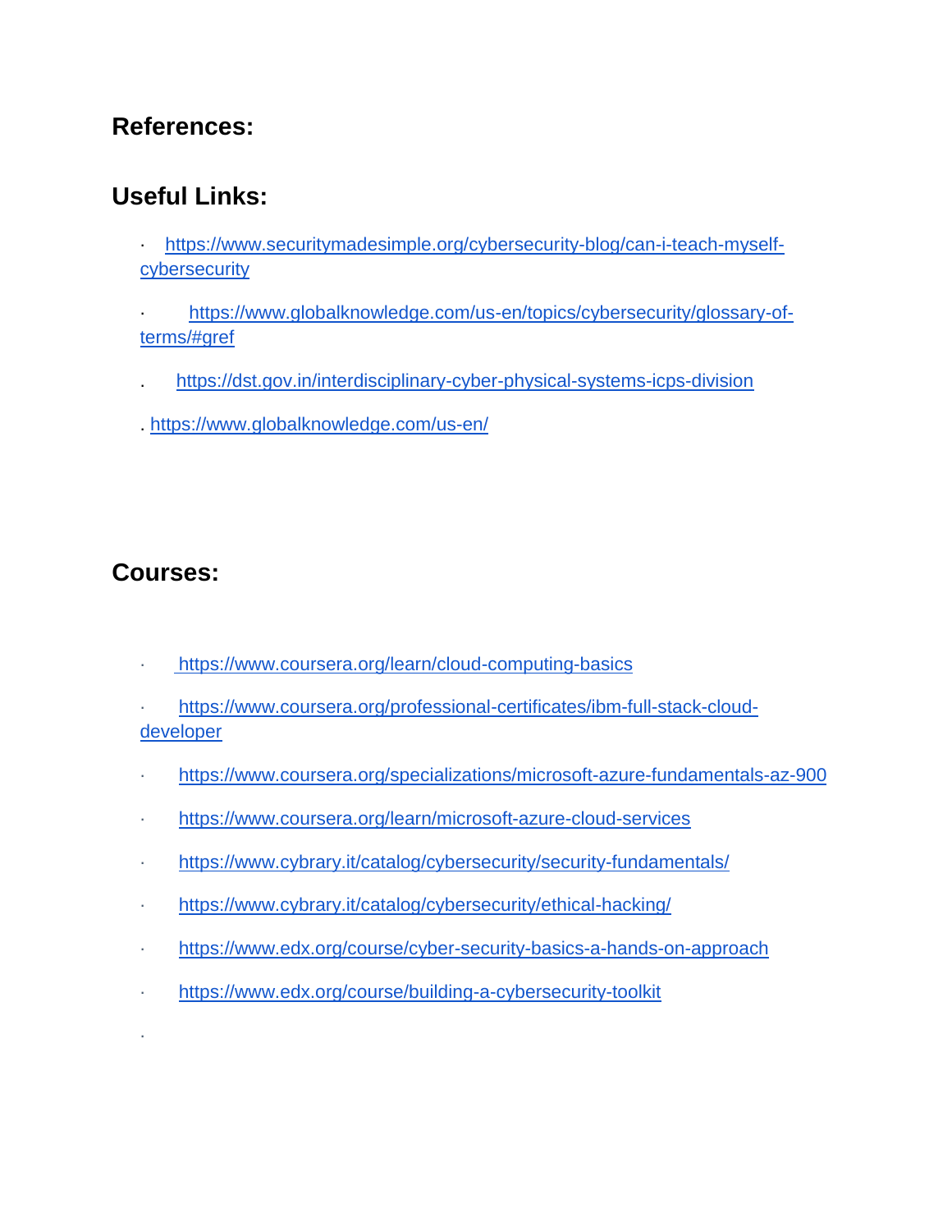## References:

## Useful Links:

- https://www.securitymadesimple.org/cybersecurity-blog/can-i-teach-myself-cybersecurity
- https://www.globalknowledge.com/us-en/topics/cybersecurity/glossary-of-terms/#gref
- https://dst.gov.in/interdisciplinary-cyber-physical-systems-icps-division
- https://www.globalknowledge.com/us-en/

## Courses:

- https://www.coursera.org/learn/cloud-computing-basics
- https://www.coursera.org/professional-certificates/ibm-full-stack-cloud-developer
- https://www.coursera.org/specializations/microsoft-azure-fundamentals-az-900
- https://www.coursera.org/learn/microsoft-azure-cloud-services
- https://www.cybrary.it/catalog/cybersecurity/security-fundamentals/
- https://www.cybrary.it/catalog/cybersecurity/ethical-hacking/
- https://www.edx.org/course/cyber-security-basics-a-hands-on-approach
- https://www.edx.org/course/building-a-cybersecurity-toolkit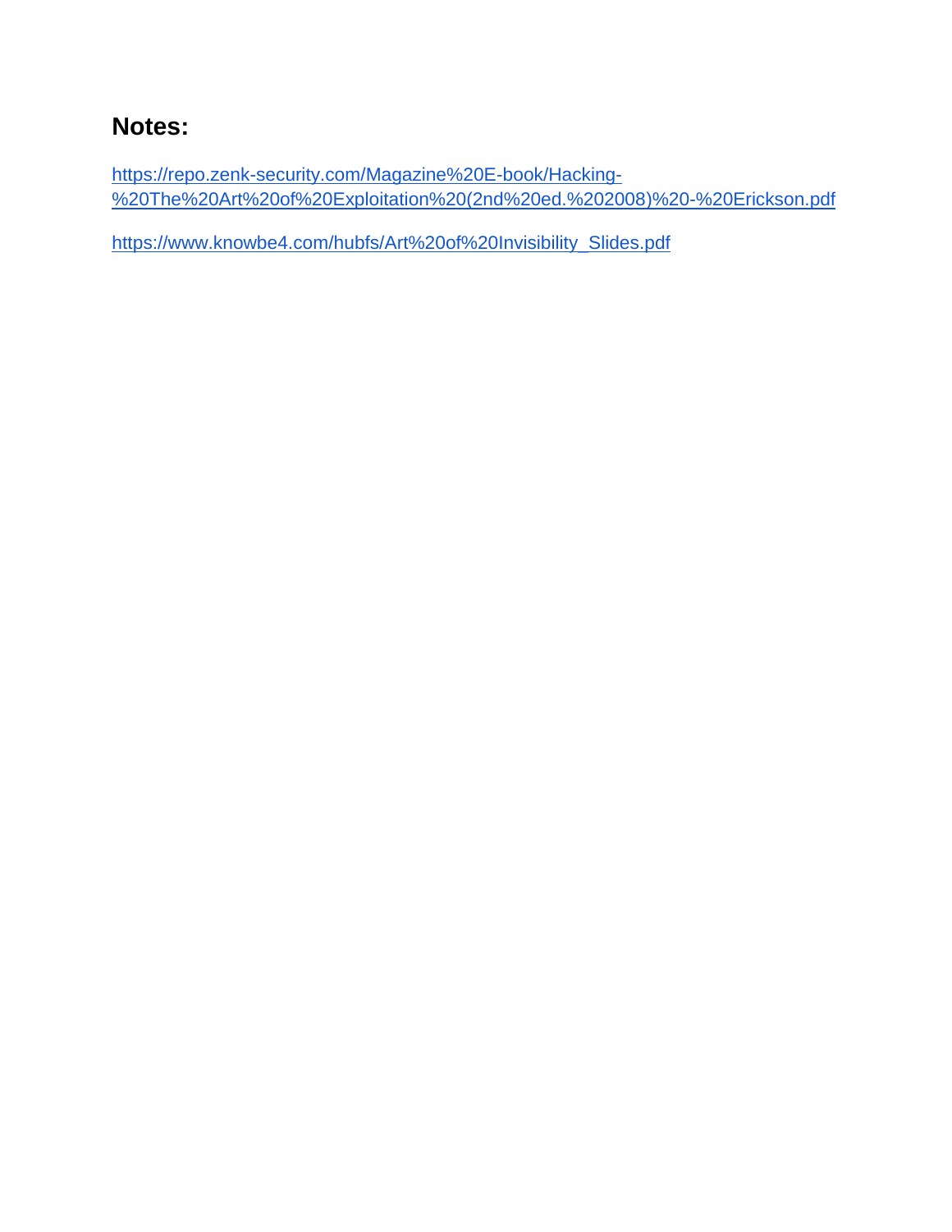## Notes:

https://repo.zenk-security.com/Magazine%20E-book/Hacking-%20The%20Art%20of%20Exploitation%20(2nd%20ed.%202008)%20-%20Erickson.pdf

https://www.knowbe4.com/hubfs/Art%20of%20Invisibility_Slides.pdf